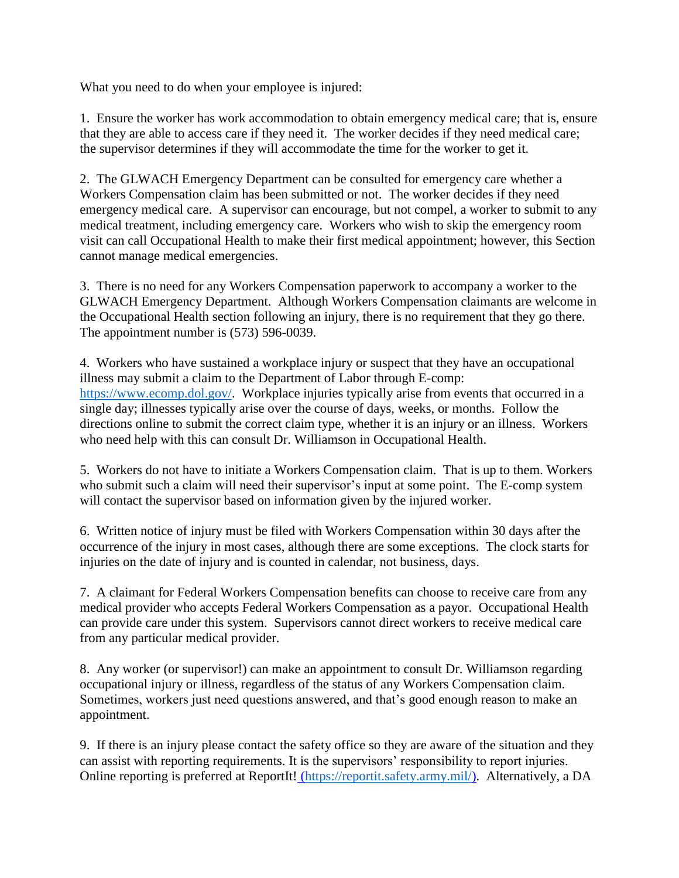What you need to do when your employee is injured:

1. Ensure the worker has work accommodation to obtain emergency medical care; that is, ensure that they are able to access care if they need it. The worker decides if they need medical care; the supervisor determines if they will accommodate the time for the worker to get it.

2. The GLWACH Emergency Department can be consulted for emergency care whether a Workers Compensation claim has been submitted or not. The worker decides if they need emergency medical care. A supervisor can encourage, but not compel, a worker to submit to any medical treatment, including emergency care. Workers who wish to skip the emergency room visit can call Occupational Health to make their first medical appointment; however, this Section cannot manage medical emergencies.

3. There is no need for any Workers Compensation paperwork to accompany a worker to the GLWACH Emergency Department. Although Workers Compensation claimants are welcome in the Occupational Health section following an injury, there is no requirement that they go there. The appointment number is (573) 596-0039.

4. Workers who have sustained a workplace injury or suspect that they have an occupational illness may submit a claim to the Department of Labor through E-comp: [https://www.ecomp.dol.gov/](https://www.ecomp.dol.gov/). Workplace injuries typically arise from events that occurred in a single day; illnesses typically arise over the course of days, weeks, or months. Follow the directions online to submit the correct claim type, whether it is an injury or an illness. Workers who need help with this can consult Dr. Williamson in Occupational Health.

5. Workers do not have to initiate a Workers Compensation claim. That is up to them. Workers who submit such a claim will need their supervisor's input at some point. The E-comp system will contact the supervisor based on information given by the injured worker.

6. Written notice of injury must be filed with Workers Compensation within 30 days after the occurrence of the injury in most cases, although there are some exceptions. The clock starts for injuries on the date of injury and is counted in calendar, not business, days.

7. A claimant for Federal Workers Compensation benefits can choose to receive care from any medical provider who accepts Federal Workers Compensation as a payor. Occupational Health can provide care under this system. Supervisors cannot direct workers to receive medical care from any particular medical provider.

8. Any worker (or supervisor!) can make an appointment to consult Dr. Williamson regarding occupational injury or illness, regardless of the status of any Workers Compensation claim. Sometimes, workers just need questions answered, and that's good enough reason to make an appointment.

9. If there is an injury please contact the safety office so they are aware of the situation and they can assist with reporting requirements. It is the supervisors' responsibility to report injuries. Online reporting is preferred at ReportIt! [(https://reportit.safety.army.mil/)](https://reportit.safety.army.mil/). Alternatively, a DA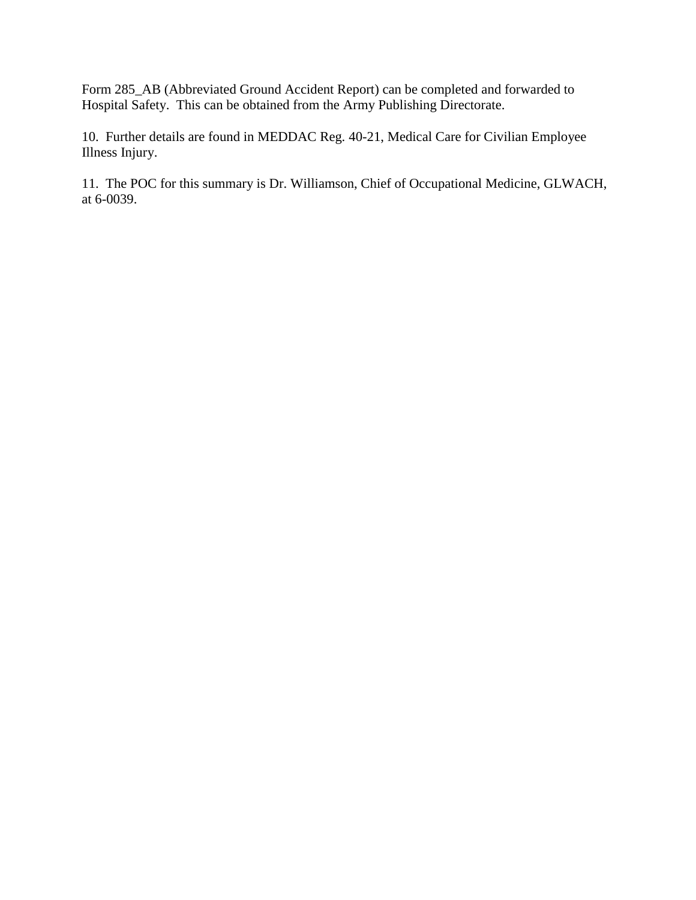Form 285_AB (Abbreviated Ground Accident Report) can be completed and forwarded to Hospital Safety.  This can be obtained from the Army Publishing Directorate.

10.  Further details are found in MEDDAC Reg. 40-21, Medical Care for Civilian Employee Illness Injury.

11.  The POC for this summary is Dr. Williamson, Chief of Occupational Medicine, GLWACH, at 6-0039.